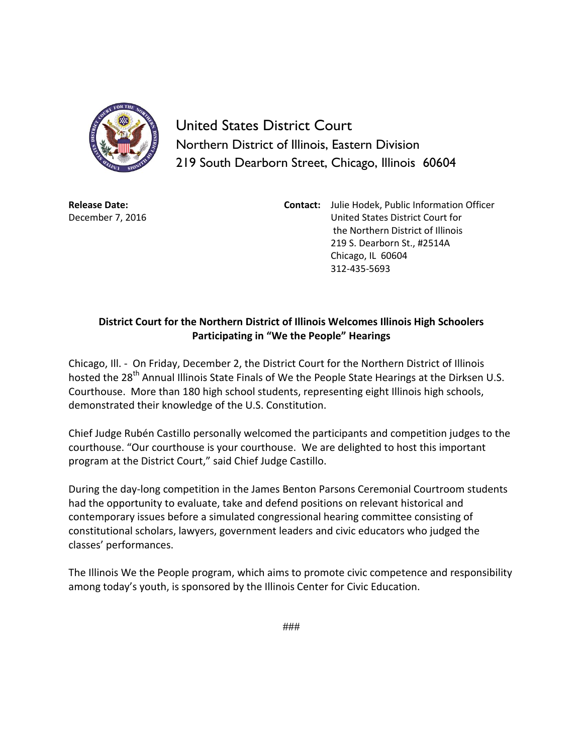United States District Court
Northern District of Illinois, Eastern Division
219 South Dearborn Street, Chicago, Illinois 60604

**Release Date:**
December 7, 2016

**Contact:** Julie Hodek, Public Information Officer
United States District Court for
the Northern District of Illinois
219 S. Dearborn St., #2514A
Chicago, IL 60604
312-435-5693

**District Court for the Northern District of Illinois Welcomes Illinois High Schoolers Participating in "We the People" Hearings**

Chicago, Ill. - On Friday, December 2, the District Court for the Northern District of Illinois hosted the 28th Annual Illinois State Finals of We the People State Hearings at the Dirksen U.S. Courthouse. More than 180 high school students, representing eight Illinois high schools, demonstrated their knowledge of the U.S. Constitution.

Chief Judge Rubén Castillo personally welcomed the participants and competition judges to the courthouse. "Our courthouse is your courthouse. We are delighted to host this important program at the District Court," said Chief Judge Castillo.

During the day-long competition in the James Benton Parsons Ceremonial Courtroom students had the opportunity to evaluate, take and defend positions on relevant historical and contemporary issues before a simulated congressional hearing committee consisting of constitutional scholars, lawyers, government leaders and civic educators who judged the classes' performances.

The Illinois We the People program, which aims to promote civic competence and responsibility among today's youth, is sponsored by the Illinois Center for Civic Education.

###